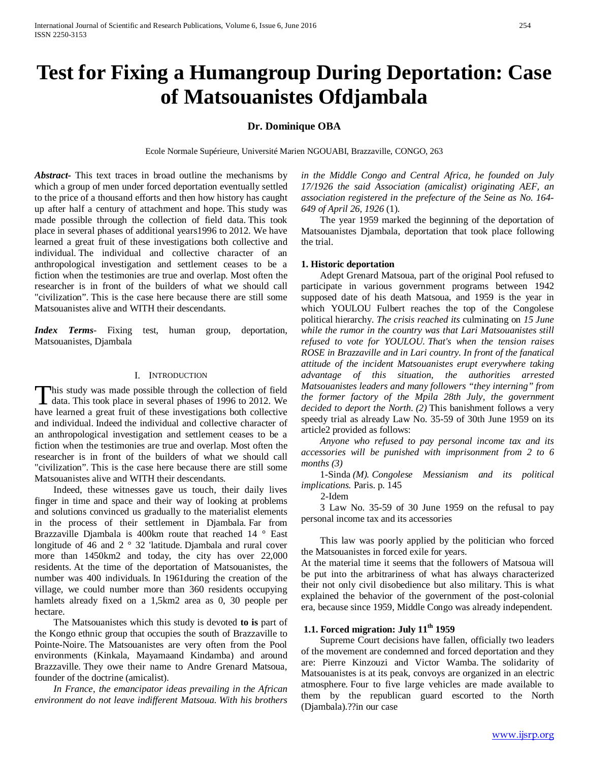# Test for Fixing a Humangroup During Deportation: Case of Matsouanistes Ofdjambala

**Dr. Dominique OBA**

Ecole Normale Supérieure, Université Marien NGOUABI, Brazzaville, CONGO, 263

***Abstract-*** This text traces in broad outline the mechanisms by which a group of men under forced deportation eventually settled to the price of a thousand efforts and then how history has caught up after half a century of attachment and hope. This study was made possible through the collection of field data. This took place in several phases of additional years1996 to 2012. We have learned a great fruit of these investigations both collective and individual. The individual and collective character of an anthropological investigation and settlement ceases to be a fiction when the testimonies are true and overlap. Most often the researcher is in front of the builders of what we should call "civilization". This is the case here because there are still some Matsouanistes alive and WITH their descendants.

***Index Terms*-** Fixing test, human group, deportation, Matsouanistes, Djambala

## I. Introduction

This study was made possible through the collection of field data. This took place in several phases of 1996 to 2012. We have learned a great fruit of these investigations both collective and individual. Indeed the individual and collective character of an anthropological investigation and settlement ceases to be a fiction when the testimonies are true and overlap. Most often the researcher is in front of the builders of what we should call "civilization". This is the case here because there are still some Matsouanistes alive and WITH their descendants.

Indeed, these witnesses gave us touch, their daily lives finger in time and space and their way of looking at problems and solutions convinced us gradually to the materialist elements in the process of their settlement in Djambala. Far from Brazzaville Djambala is 400km route that reached 14 ° East longitude of 46 and 2 ° 32 'latitude. Djambala and rural cover more than 1450km2 and today, the city has over 22,000 residents. At the time of the deportation of Matsouanistes, the number was 400 individuals. In 1961during the creation of the village, we could number more than 360 residents occupying hamlets already fixed on a 1,5km2 area as 0, 30 people per hectare.

The Matsouanistes which this study is devoted **to is** part of the Kongo ethnic group that occupies the south of Brazzaville to Pointe-Noire. The Matsouanistes are very often from the Pool environments (Kinkala, Mayamaand Kindamba) and around Brazzaville. They owe their name to Andre Grenard Matsoua, founder of the doctrine (amicalist).

*In France, the emancipator ideas prevailing in the African environment do not leave indifferent Matsoua. With his brothers in the Middle Congo and Central Africa, he founded on July 17/1926 the said Association (amicalist) originating AEF, an association registered in the prefecture of the Seine as No. 164-649 of April 26, 1926* (1).

The year 1959 marked the beginning of the deportation of Matsouanistes Djambala, deportation that took place following the trial.

### 1. Historic deportation

Adept Grenard Matsoua, part of the original Pool refused to participate in various government programs between 1942 supposed date of his death Matsoua, and 1959 is the year in which YOULOU Fulbert reaches the top of the Congolese political hierarchy. *The crisis reached its* culminating on *15 June while the rumor in the country was that Lari Matsouanistes still refused to vote for YOULOU. That's when the tension raises ROSE in Brazzaville and in Lari country. In front of the fanatical attitude of the incident Matsouanistes erupt everywhere taking advantage of this situation, the authorities arrested Matsouanistes leaders and many followers "they interning" from the former factory of the Mpila 28th July, the government decided to deport the North. (2)* This banishment follows a very speedy trial as already Law No. 35-59 of 30th June 1959 on its article2 provided as follows:

*Anyone who refused to pay personal income tax and its accessories will be punished with imprisonment from 2 to 6 months (3)*

1-Sinda *(M). Congolese Messianism and its political implications.* Paris. p. 145

2-Idem

3 Law No. 35-59 of 30 June 1959 on the refusal to pay personal income tax and its accessories

This law was poorly applied by the politician who forced the Matsouanistes in forced exile for years.

At the material time it seems that the followers of Matsoua will be put into the arbitrariness of what has always characterized their not only civil disobedience but also military. This is what explained the behavior of the government of the post-colonial era, because since 1959, Middle Congo was already independent.

#### 1.1. Forced migration: July 11th 1959

Supreme Court decisions have fallen, officially two leaders of the movement are condemned and forced deportation and they are: Pierre Kinzouzi and Victor Wamba. The solidarity of Matsouanistes is at its peak, convoys are organized in an electric atmosphere. Four to five large vehicles are made available to them by the republican guard escorted to the North (Djambala).??in our case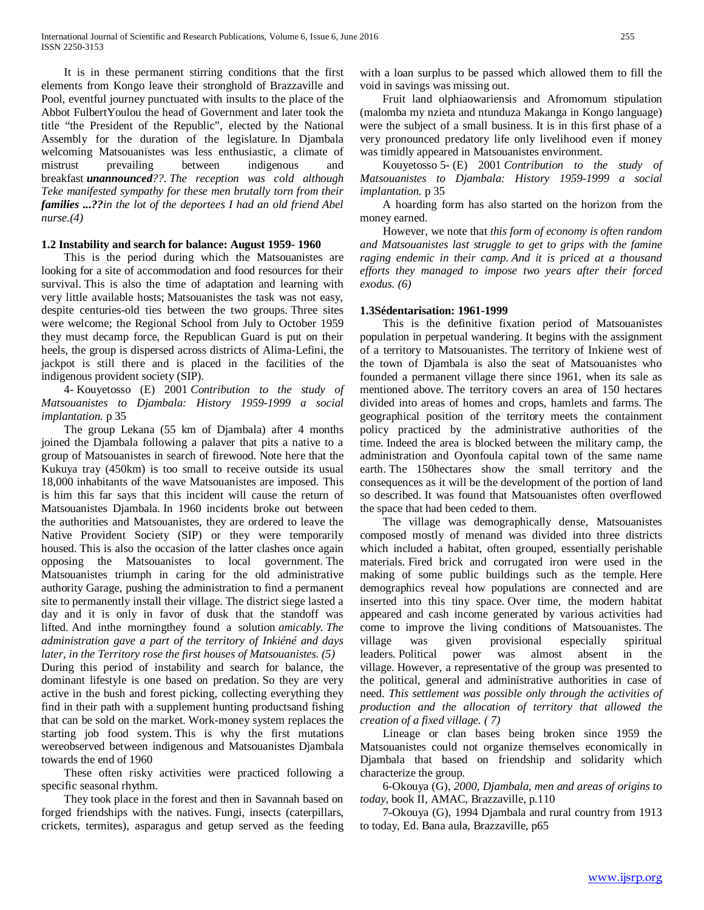It is in these permanent stirring conditions that the first elements from Kongo leave their stronghold of Brazzaville and Pool, eventful journey punctuated with insults to the place of the Abbot FulbertYoulou the head of Government and later took the title "the President of the Republic", elected by the National Assembly for the duration of the legislature. In Djambala welcoming Matsouanistes was less enthusiastic, a climate of mistrust prevailing between indigenous and breakfast ***unannounced****??. The reception was cold although Teke manifested sympathy for these men brutally torn from their* ***families ...??****in the lot of the deportees I had an old friend Abel nurse.(4)*

### 1.2 Instability and search for balance: August 1959- 1960

This is the period during which the Matsouanistes are looking for a site of accommodation and food resources for their survival. This is also the time of adaptation and learning with very little available hosts; Matsouanistes the task was not easy, despite centuries-old ties between the two groups. Three sites were welcome; the Regional School from July to October 1959 they must decamp force, the Republican Guard is put on their heels, the group is dispersed across districts of Alima-Lefini, the jackpot is still there and is placed in the facilities of the indigenous provident society (SIP).

4- Kouyetosso (E) 2001 *Contribution to the study of Matsouanistes to Djambala: History 1959-1999 a social implantation.* p 35

The group Lekana (55 km of Djambala) after 4 months joined the Djambala following a palaver that pits a native to a group of Matsouanistes in search of firewood. Note here that the Kukuya tray (450km) is too small to receive outside its usual 18,000 inhabitants of the wave Matsouanistes are imposed. This is him this far says that this incident will cause the return of Matsouanistes Djambala. In 1960 incidents broke out between the authorities and Matsouanistes, they are ordered to leave the Native Provident Society (SIP) or they were temporarily housed. This is also the occasion of the latter clashes once again opposing the Matsouanistes to local government. The Matsouanistes triumph in caring for the old administrative authority Garage, pushing the administration to find a permanent site to permanently install their village. The district siege lasted a day and it is only in favor of dusk that the standoff was lifted. And inthe morningthey found a solution *amicably. The administration gave a part of the territory of Inkiéné and days later, in the Territory rose the first houses of Matsouanistes. (5)*

During this period of instability and search for balance, the dominant lifestyle is one based on predation. So they are very active in the bush and forest picking, collecting everything they find in their path with a supplement hunting productsand fishing that can be sold on the market. Work-money system replaces the starting job food system. This is why the first mutations wereobserved between indigenous and Matsouanistes Djambala towards the end of 1960

These often risky activities were practiced following a specific seasonal rhythm.

They took place in the forest and then in Savannah based on forged friendships with the natives. Fungi, insects (caterpillars, crickets, termites), asparagus and getup served as the feeding with a loan surplus to be passed which allowed them to fill the void in savings was missing out.

Fruit land olphiaowariensis and Afromomum stipulation (malomba my nzieta and ntunduza Makanga in Kongo language) were the subject of a small business. It is in this first phase of a very pronounced predatory life only livelihood even if money was timidly appeared in Matsouanistes environment.

Kouyetosso 5- (E) 2001 *Contribution to the study of Matsouanistes to Djambala: History 1959-1999 a social implantation.* p 35

A hoarding form has also started on the horizon from the money earned.

However, we note that *this form of economy is often random and Matsouanistes last struggle to get to grips with the famine raging endemic in their camp. And it is priced at a thousand efforts they managed to impose two years after their forced exodus. (6)*

### 1.3Sédentarisation: 1961-1999

This is the definitive fixation period of Matsouanistes population in perpetual wandering. It begins with the assignment of a territory to Matsouanistes. The territory of Inkiene west of the town of Djambala is also the seat of Matsouanistes who founded a permanent village there since 1961, when its sale as mentioned above. The territory covers an area of 150 hectares divided into areas of homes and crops, hamlets and farms. The geographical position of the territory meets the containment policy practiced by the administrative authorities of the time. Indeed the area is blocked between the military camp, the administration and Oyonfoula capital town of the same name earth. The 150hectares show the small territory and the consequences as it will be the development of the portion of land so described. It was found that Matsouanistes often overflowed the space that had been ceded to them.

The village was demographically dense, Matsouanistes composed mostly of menand was divided into three districts which included a habitat, often grouped, essentially perishable materials. Fired brick and corrugated iron were used in the making of some public buildings such as the temple. Here demographics reveal how populations are connected and are inserted into this tiny space. Over time, the modern habitat appeared and cash income generated by various activities had come to improve the living conditions of Matsouanistes. The village was given provisional especially spiritual leaders. Political power was almost absent in the village. However, a representative of the group was presented to the political, general and administrative authorities in case of need. *This settlement was possible only through the activities of production and the allocation of territory that allowed the creation of a fixed village. ( 7)*

Lineage or clan bases being broken since 1959 the Matsouanistes could not organize themselves economically in Djambala that based on friendship and solidarity which characterize the group.

6-Okouya (G), *2000, Djambala, men and areas of origins to today,* book II, AMAC, Brazzaville, p.110

7-Okouya (G), 1994 Djambala and rural country from 1913 to today, Ed. Bana aula, Brazzaville, p65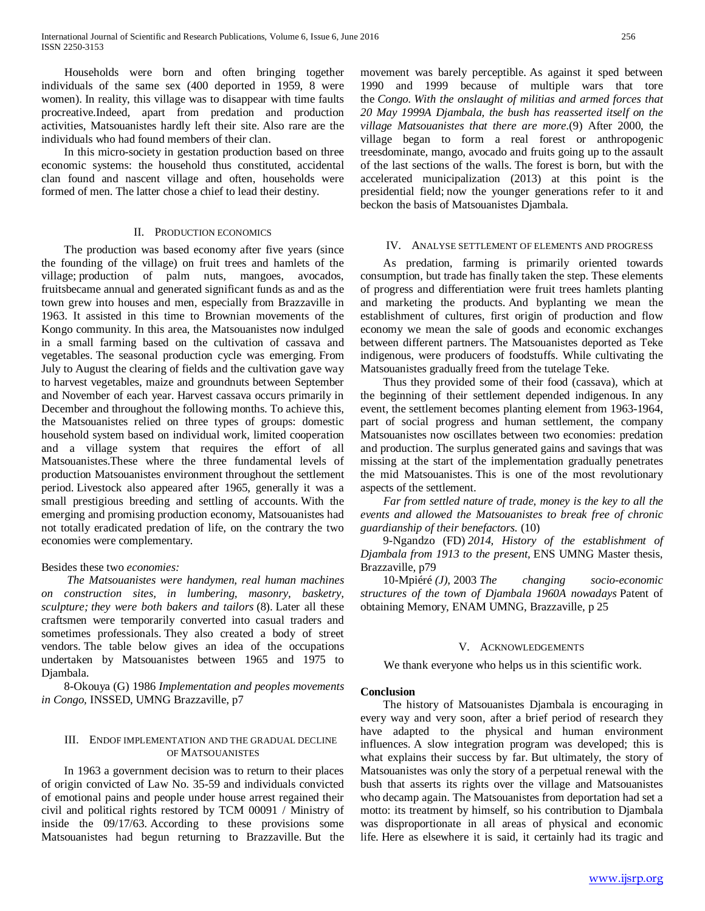Households were born and often bringing together individuals of the same sex (400 deported in 1959, 8 were women). In reality, this village was to disappear with time faults procreative.Indeed, apart from predation and production activities, Matsouanistes hardly left their site. Also rare are the individuals who had found members of their clan.

In this micro-society in gestation production based on three economic systems: the household thus constituted, accidental clan found and nascent village and often, households were formed of men. The latter chose a chief to lead their destiny.

## II. Production economics

The production was based economy after five years (since the founding of the village) on fruit trees and hamlets of the village; production of palm nuts, mangoes, avocados, fruitsbecame annual and generated significant funds as and as the town grew into houses and men, especially from Brazzaville in 1963. It assisted in this time to Brownian movements of the Kongo community. In this area, the Matsouanistes now indulged in a small farming based on the cultivation of cassava and vegetables. The seasonal production cycle was emerging. From July to August the clearing of fields and the cultivation gave way to harvest vegetables, maize and groundnuts between September and November of each year. Harvest cassava occurs primarily in December and throughout the following months. To achieve this, the Matsouanistes relied on three types of groups: domestic household system based on individual work, limited cooperation and a village system that requires the effort of all Matsouanistes.These where the three fundamental levels of production Matsouanistes environment throughout the settlement period. Livestock also appeared after 1965, generally it was a small prestigious breeding and settling of accounts. With the emerging and promising production economy, Matsouanistes had not totally eradicated predation of life, on the contrary the two economies were complementary.

Besides these two *economies:*

*The Matsouanistes were handymen, real human machines on construction sites, in lumbering, masonry, basketry, sculpture; they were both bakers and tailors* (8). Later all these craftsmen were temporarily converted into casual traders and sometimes professionals. They also created a body of street vendors. The table below gives an idea of the occupations undertaken by Matsouanistes between 1965 and 1975 to Djambala.

8-Okouya (G) 1986 *Implementation and peoples movements in Congo,* INSSED, UMNG Brazzaville, p7

## III. Endof implementation and the gradual decline of Matsouanistes

In 1963 a government decision was to return to their places of origin convicted of Law No. 35-59 and individuals convicted of emotional pains and people under house arrest regained their civil and political rights restored by TCM 00091 / Ministry of inside the 09/17/63. According to these provisions some Matsouanistes had begun returning to Brazzaville. But the movement was barely perceptible. As against it sped between 1990 and 1999 because of multiple wars that tore the *Congo. With the onslaught of militias and armed forces that 20 May 1999A Djambala, the bush has reasserted itself on the village Matsouanistes that there are more.*(9) After 2000, the village began to form a real forest or anthropogenic treesdominate, mango, avocado and fruits going up to the assault of the last sections of the walls. The forest is born, but with the accelerated municipalization (2013) at this point is the presidential field; now the younger generations refer to it and beckon the basis of Matsouanistes Djambala.

## IV. Analyse settlement of elements and progress

As predation, farming is primarily oriented towards consumption, but trade has finally taken the step. These elements of progress and differentiation were fruit trees hamlets planting and marketing the products. And byplanting we mean the establishment of cultures, first origin of production and flow economy we mean the sale of goods and economic exchanges between different partners. The Matsouanistes deported as Teke indigenous, were producers of foodstuffs. While cultivating the Matsouanistes gradually freed from the tutelage Teke.

Thus they provided some of their food (cassava), which at the beginning of their settlement depended indigenous. In any event, the settlement becomes planting element from 1963-1964, part of social progress and human settlement, the company Matsouanistes now oscillates between two economies: predation and production. The surplus generated gains and savings that was missing at the start of the implementation gradually penetrates the mid Matsouanistes. This is one of the most revolutionary aspects of the settlement.

*Far from settled nature of trade, money is the key to all the events and allowed the Matsouanistes to break free of chronic guardianship of their benefactors.* (10)

9-Ngandzo (FD) *2014, History of the establishment of Djambala from 1913 to the present,* ENS UMNG Master thesis, Brazzaville, p79

10-Mpiéré *(J),* 2003 *The changing socio-economic structures of the town of Djambala 1960A nowadays* Patent of obtaining Memory, ENAM UMNG, Brazzaville, p 25

## V. Acknowledgements

We thank everyone who helps us in this scientific work.

## Conclusion

The history of Matsouanistes Djambala is encouraging in every way and very soon, after a brief period of research they have adapted to the physical and human environment influences. A slow integration program was developed; this is what explains their success by far. But ultimately, the story of Matsouanistes was only the story of a perpetual renewal with the bush that asserts its rights over the village and Matsouanistes who decamp again. The Matsouanistes from deportation had set a motto: its treatment by himself, so his contribution to Djambala was disproportionate in all areas of physical and economic life. Here as elsewhere it is said, it certainly had its tragic and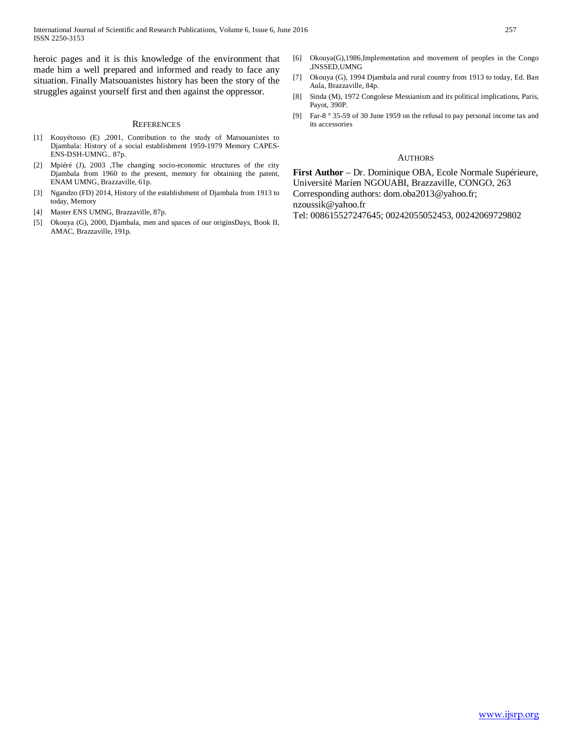heroic pages and it is this knowledge of the environment that made him a well prepared and informed and ready to face any situation. Finally Matsouanistes history has been the story of the struggles against yourself first and then against the oppressor.

## References

[1] Kouyétosso (E) ,2001, Contribution to the study of Matsouanistes to Djambala: History of a social establishment 1959-1979 Memory CAPES-ENS-DSH-UMNG.. 87p.

[2] Mpiéré (J), 2003 ,The changing socio-economic structures of the city Djambala from 1960 to the present, memory for obtaining the patent, ENAM UMNG, Brazzaville, 61p.

[3] Ngandzo (FD) 2014, History of the establishment of Djambala from 1913 to today, Memory

[4] Master ENS UMNG, Brazzaville, 87p.

[5] Okouya (G), 2000, Djambala, men and spaces of our originsDays, Book II, AMAC, Brazzaville, 191p.

[6] Okouya(G),1986,Implementation and movement of peoples in the Congo ,INSSED,UMNG

[7] Okouya (G), 1994 Djambala and rural country from 1913 to today, Ed. Ban Aula, Brazzaville, 84p.

[8] Sinda (M), 1972 Congolese Messianism and its political implications, Paris, Payot, 390P.

[9] Far-8 ° 35-59 of 30 June 1959 on the refusal to pay personal income tax and its accessories

## Authors

**First Author** – Dr. Dominique OBA, Ecole Normale Supérieure, Université Marien NGOUABI, Brazzaville, CONGO, 263
Corresponding authors: dom.oba2013@yahoo.fr; nzoussik@yahoo.fr
Tel: 008615527247645; 00242055052453, 00242069729802